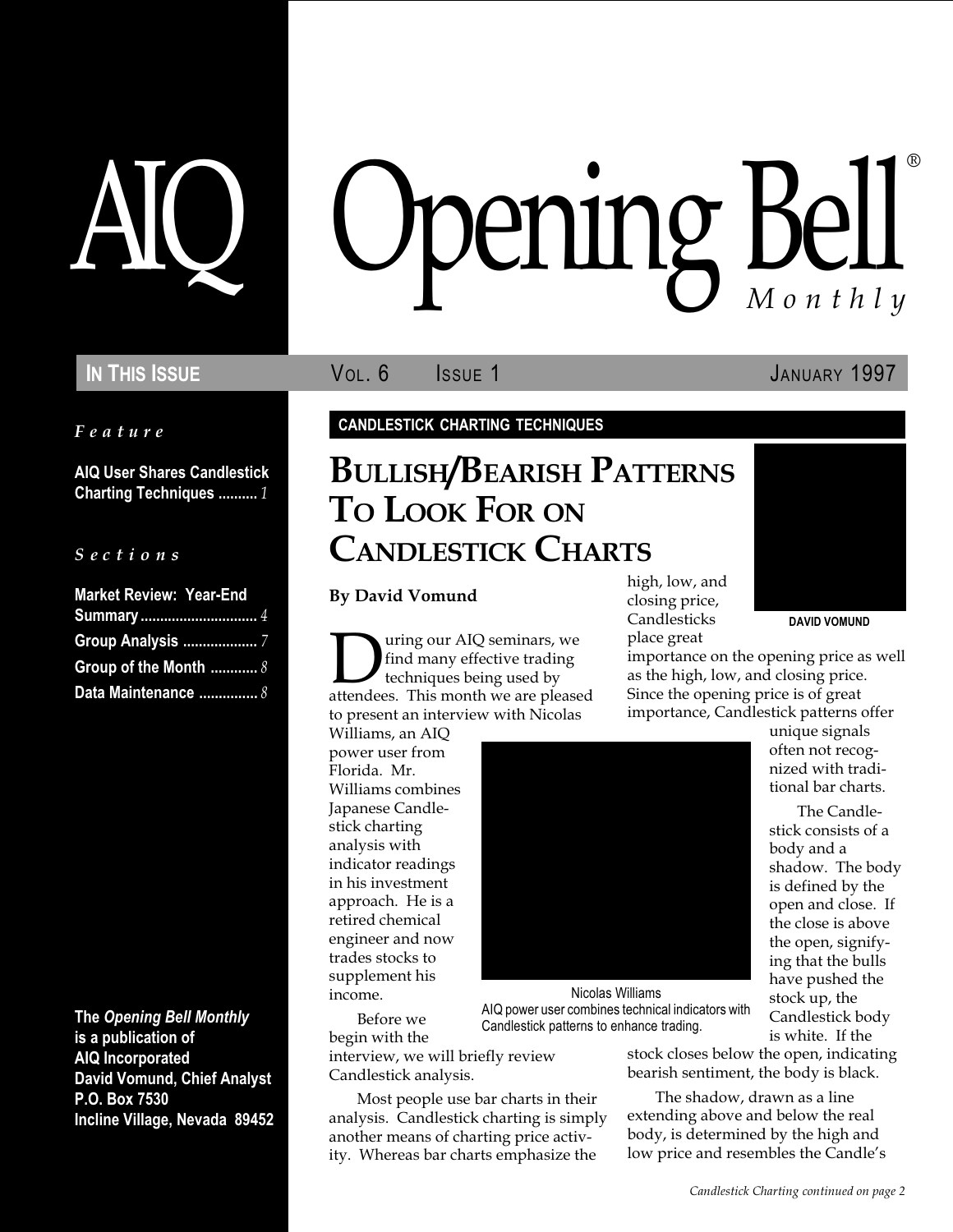# AIQ Opening Bell® Monthly

**In This Issue** Vol. 6 Issue 1 January 1997

*Feature*

**AIQ User Shares Candlestick Charting Techniques** .......... *1*

*Sections*

**Market Review: Year-End Summary** .............................. *4*

**Group Analysis** ................... *7*

**Group of the Month** ............ *8*

**Data Maintenance** ............... *8*

**The *Opening Bell Monthly* is a publication of AIQ Incorporated David Vomund, Chief Analyst P.O. Box 7530 Incline Village, Nevada 89452**

**CANDLESTICK CHARTING TECHNIQUES**

## Bullish/Bearish Patterns To Look For on Candlestick Charts

**By David Vomund**

DAVID VOMUND

During our AIQ seminars, we find many effective trading techniques being used by attendees. This month we are pleased to present an interview with Nicolas Williams, an AIQ power user from Florida. Mr. Williams combines Japanese Candlestick charting analysis with indicator readings in his investment approach. He is a retired chemical engineer and now trades stocks to supplement his income.

Nicolas Williams
AIQ power user combines technical indicators with Candlestick patterns to enhance trading.

Before we begin with the interview, we will briefly review Candlestick analysis.

Most people use bar charts in their analysis. Candlestick charting is simply another means of charting price activity. Whereas bar charts emphasize the high, low, and closing price, Candlesticks place great importance on the opening price as well as the high, low, and closing price. Since the opening price is of great importance, Candlestick patterns offer unique signals often not recognized with traditional bar charts.

The Candlestick consists of a body and a shadow. The body is defined by the open and close. If the close is above the open, signifying that the bulls have pushed the stock up, the Candlestick body is white. If the stock closes below the open, indicating bearish sentiment, the body is black.

The shadow, drawn as a line extending above and below the real body, is determined by the high and low price and resembles the Candle's

*Candlestick Charting continued on page 2*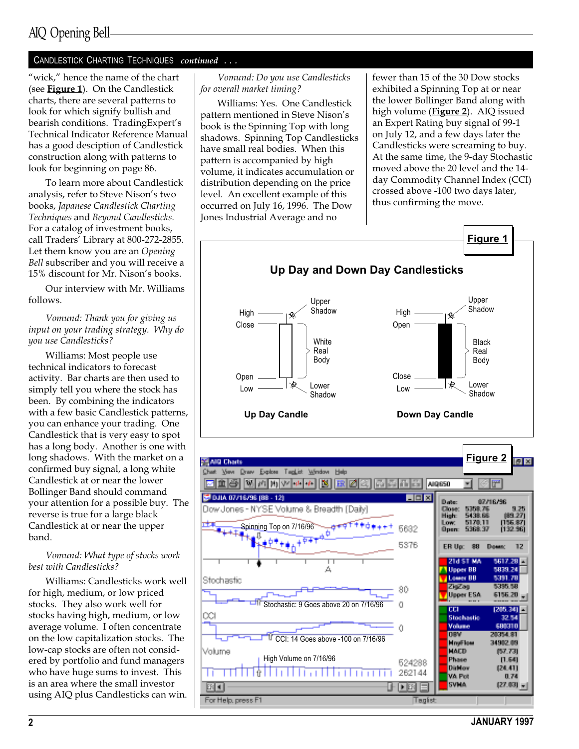## CANDLESTICK CHARTING TECHNIQUES *continued . . .*

"wick," hence the name of the chart (see **Figure 1**). On the Candlestick charts, there are several patterns to look for which signify bullish and bearish conditions. TradingExpert's Technical Indicator Reference Manual has a good desciption of Candlestick construction along with patterns to look for beginning on page 86.

To learn more about Candlestick analysis, refer to Steve Nison's two books, *Japanese Candlestick Charting Techniques* and *Beyond Candlesticks.* For a catalog of investment books, call Traders' Library at 800-272-2855. Let them know you are an *Opening Bell* subscriber and you will receive a 15% discount for Mr. Nison's books.

Our interview with Mr. Williams follows.

*Vomund: Thank you for giving us input on your trading strategy. Why do you use Candlesticks?*

Williams: Most people use technical indicators to forecast activity. Bar charts are then used to simply tell you where the stock has been. By combining the indicators with a few basic Candlestick patterns, you can enhance your trading. One Candlestick that is very easy to spot has a long body. Another is one with long shadows. With the market on a confirmed buy signal, a long white Candlestick at or near the lower Bollinger Band should command your attention for a possible buy. The reverse is true for a large black Candlestick at or near the upper band.

*Vomund: What type of stocks work best with Candlesticks?*

Williams: Candlesticks work well for high, medium, or low priced stocks. They also work well for stocks having high, medium, or low average volume. I often concentrate on the low capitalization stocks. The low-cap stocks are often not considered by portfolio and fund managers who have huge sums to invest. This is an area where the small investor using AIQ plus Candlesticks can win.

*Vomund: Do you use Candlesticks for overall market timing?*

Williams: Yes. One Candlestick pattern mentioned in Steve Nison's book is the Spinning Top with long shadows. Spinning Top Candlesticks have small real bodies. When this pattern is accompanied by high volume, it indicates accumulation or distribution depending on the price level. An excellent example of this occurred on July 16, 1996. The Dow Jones Industrial Average and no fewer than 15 of the 30 Dow stocks exhibited a Spinning Top at or near the lower Bollinger Band along with high volume (**Figure 2**). AIQ issued an Expert Rating buy signal of 99-1 on July 12, and a few days later the Candlesticks were screaming to buy. At the same time, the 9-day Stochastic moved above the 20 level and the 14-day Commodity Channel Index (CCI) crossed above -100 two days later, thus confirming the move.

**Figure 1**

**Up Day and Down Day Candlesticks**

**Figure 2**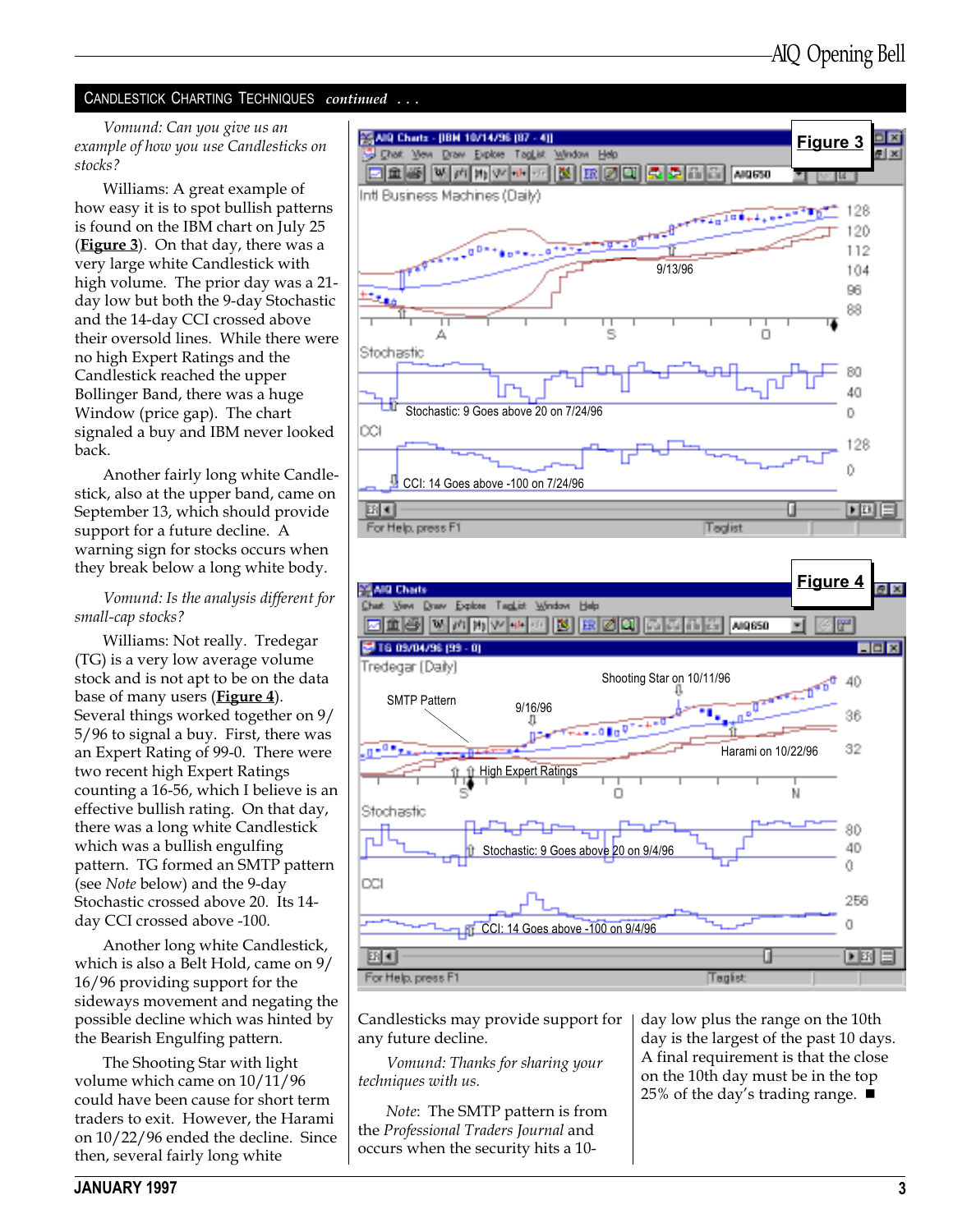## CANDLESTICK CHARTING TECHNIQUES *continued . . .*

*Vomund: Can you give us an example of how you use Candlesticks on stocks?*

Williams: A great example of how easy it is to spot bullish patterns is found on the IBM chart on July 25 (**Figure 3**). On that day, there was a very large white Candlestick with high volume. The prior day was a 21-day low but both the 9-day Stochastic and the 14-day CCI crossed above their oversold lines. While there were no high Expert Ratings and the Candlestick reached the upper Bollinger Band, there was a huge Window (price gap). The chart signaled a buy and IBM never looked back.

Another fairly long white Candlestick, also at the upper band, came on September 13, which should provide support for a future decline. A warning sign for stocks occurs when they break below a long white body.

*Vomund: Is the analysis different for small-cap stocks?*

Williams: Not really. Tredegar (TG) is a very low average volume stock and is not apt to be on the data base of many users (**Figure 4**). Several things worked together on 9/5/96 to signal a buy. First, there was an Expert Rating of 99-0. There were two recent high Expert Ratings counting a 16-56, which I believe is an effective bullish rating. On that day, there was a long white Candlestick which was a bullish engulfing pattern. TG formed an SMTP pattern (see *Note* below) and the 9-day Stochastic crossed above 20. Its 14-day CCI crossed above -100.

Another long white Candlestick, which is also a Belt Hold, came on 9/16/96 providing support for the sideways movement and negating the possible decline which was hinted by the Bearish Engulfing pattern.

The Shooting Star with light volume which came on 10/11/96 could have been cause for short term traders to exit. However, the Harami on 10/22/96 ended the decline. Since then, several fairly long white Candlesticks may provide support for any future decline.

*Vomund: Thanks for sharing your techniques with us.*

*Note*: The SMTP pattern is from the *Professional Traders Journal* and occurs when the security hits a 10-day low plus the range on the 10th day is the largest of the past 10 days. A final requirement is that the close on the 10th day must be in the top 25% of the day's trading range. ■

Figure 3

Figure 4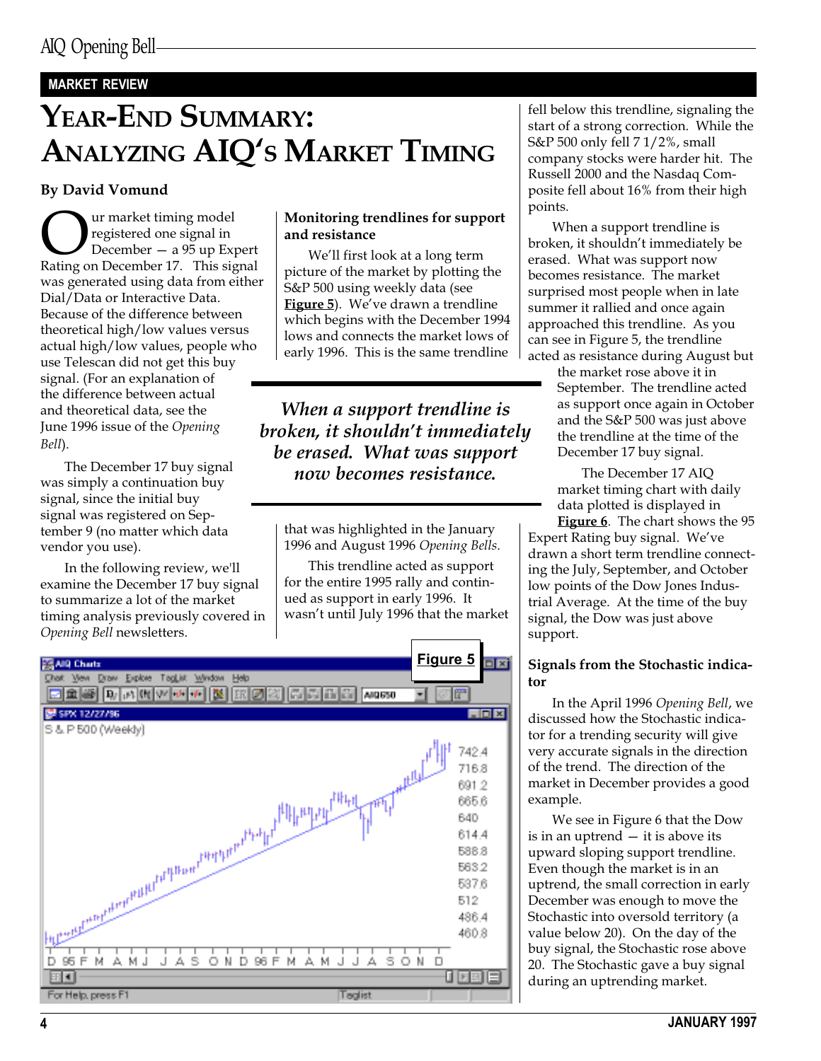MARKET REVIEW

# Year-End Summary: Analyzing AIQ's Market Timing

**By David Vomund**

Our market timing model registered one signal in December — a 95 up Expert Rating on December 17. This signal was generated using data from either Dial/Data or Interactive Data. Because of the difference between theoretical high/low values versus actual high/low values, people who use Telescan did not get this buy signal. (For an explanation of the difference between actual and theoretical data, see the June 1996 issue of the *Opening Bell*).

The December 17 buy signal was simply a continuation buy signal, since the initial buy signal was registered on September 9 (no matter which data vendor you use).

In the following review, we'll examine the December 17 buy signal to summarize a lot of the market timing analysis previously covered in *Opening Bell* newsletters.

**Monitoring trendlines for support and resistance**

We'll first look at a long term picture of the market by plotting the S&P 500 using weekly data (see **Figure 5**). We've drawn a trendline which begins with the December 1994 lows and connects the market lows of early 1996. This is the same trendline that was highlighted in the January 1996 and August 1996 *Opening Bells*.

This trendline acted as support for the entire 1995 rally and continued as support in early 1996. It wasn't until July 1996 that the market fell below this trendline, signaling the start of a strong correction. While the S&P 500 only fell 7 1/2%, small company stocks were harder hit. The Russell 2000 and the Nasdaq Composite fell about 16% from their high points.

> *When a support trendline is broken, it shouldn't immediately be erased. What was support now becomes resistance.*

When a support trendline is broken, it shouldn't immediately be erased. What was support becomes resistance. The market surprised most people when in late summer it rallied and once again approached this trendline. As you can see in Figure 5, the trendline acted as resistance during August but the market rose above it in September. The trendline acted as support once again in October and the S&P 500 was just above the trendline at the time of the December 17 buy signal.

The December 17 AIQ market timing chart with daily data plotted is displayed in **Figure 6**. The chart shows the 95 Expert Rating buy signal. We've drawn a short term trendline connecting the July, September, and October low points of the Dow Jones Industrial Average. At the time of the buy signal, the Dow was just above support.

**Figure 5**

**Signals from the Stochastic indicator**

In the April 1996 *Opening Bell*, we discussed how the Stochastic indicator for a trending security will give very accurate signals in the direction of the trend. The direction of the market in December provides a good example.

We see in Figure 6 that the Dow is in an uptrend — it is above its upward sloping support trendline. Even though the market is in an uptrend, the small correction in early December was enough to move the Stochastic into oversold territory (a value below 20). On the day of the buy signal, the Stochastic rose above 20. The Stochastic gave a buy signal during an uptrending market.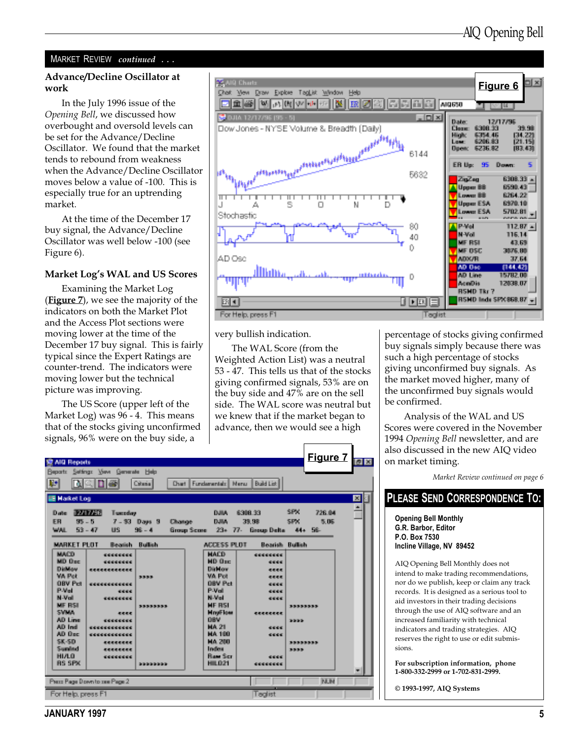## MARKET REVIEW *continued . . .*

### Advance/Decline Oscillator at work

In the July 1996 issue of the *Opening Bell*, we discussed how overbought and oversold levels can be set for the Advance/Decline Oscillator. We found that the market tends to rebound from weakness when the Advance/Decline Oscillator moves below a value of -100. This is especially true for an uptrending market.

At the time of the December 17 buy signal, the Advance/Decline Oscillator was well below -100 (see Figure 6).

### Market Log's WAL and US Scores

Examining the Market Log (**Figure 7**), we see the majority of the indicators on both the Market Plot and the Access Plot sections were moving lower at the time of the December 17 buy signal. This is fairly typical since the Expert Ratings are counter-trend. The indicators were moving lower but the technical picture was improving.

The US Score (upper left of the Market Log) was 96 - 4. This means that of the stocks giving unconfirmed signals, 96% were on the buy side, a very bullish indication.

The WAL Score (from the Weighted Action List) was a neutral 53 - 47. This tells us that of the stocks giving confirmed signals, 53% are on the buy side and 47% are on the sell side. The WAL score was neutral but we knew that if the market began to advance, then we would see a high percentage of stocks giving confirmed buy signals simply because there was such a high percentage of stocks giving unconfirmed buy signals. As the market moved higher, many of the unconfirmed buy signals would be confirmed.

Analysis of the WAL and US Scores were covered in the November 1994 *Opening Bell* newsletter, and are also discussed in the new AIQ video on market timing.

*Market Review continued on page 6*

**Figure 6**

**Figure 7**

## PLEASE SEND CORRESPONDENCE TO:

**Opening Bell Monthly**
**G.R. Barbor, Editor**
**P.O. Box 7530**
**Incline Village, NV 89452**

AIQ Opening Bell Monthly does not intend to make trading recommendations, nor do we publish, keep or claim any track records. It is designed as a serious tool to aid investors in their trading decisions through the use of AIQ software and an increased familiarity with technical indicators and trading strategies. AIQ reserves the right to use or edit submissions.

**For subscription information, phone 1-800-332-2999 or 1-702-831-2999.**

**© 1993-1997, AIQ Systems**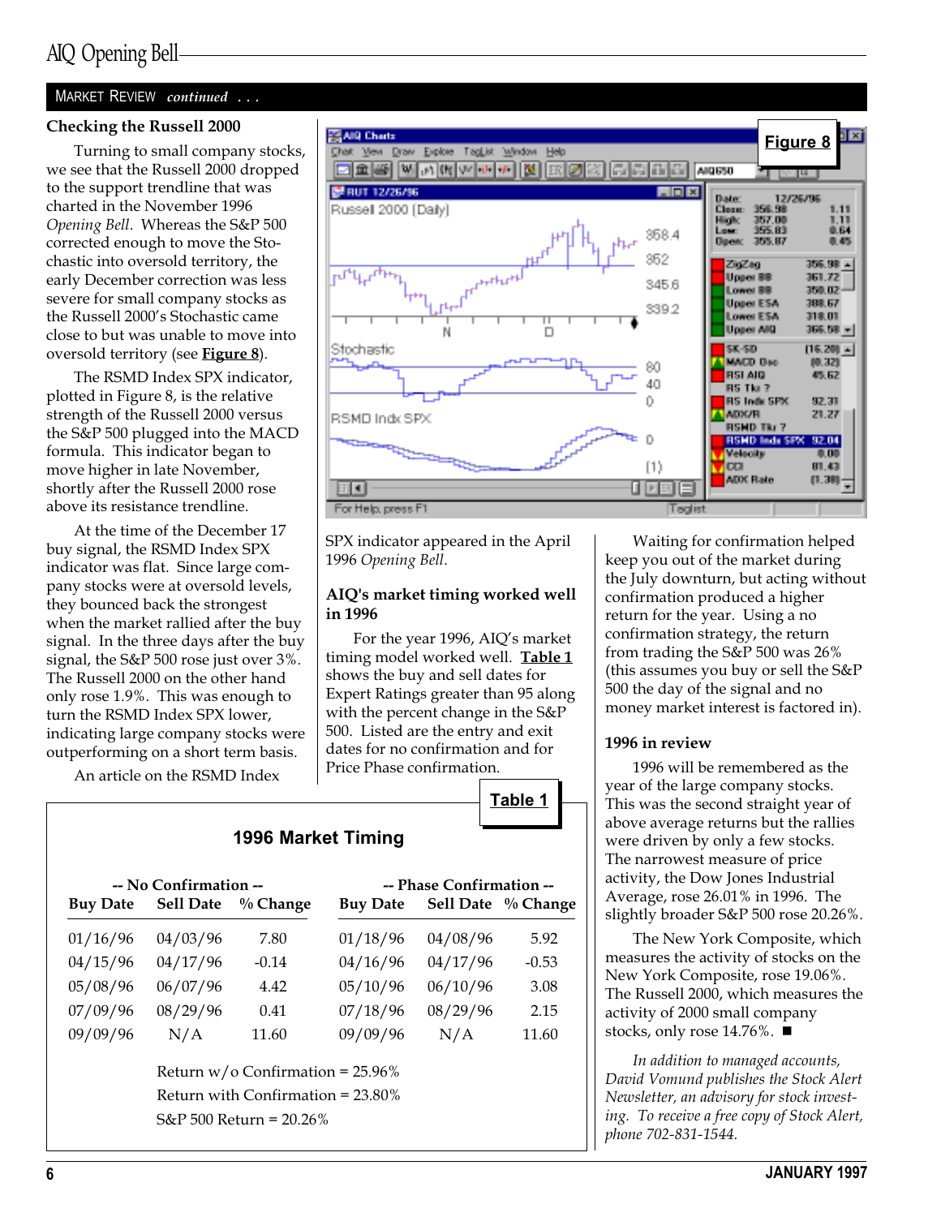## MARKET REVIEW *continued . . .*

### Checking the Russell 2000

Turning to small company stocks, we see that the Russell 2000 dropped to the support trendline that was charted in the November 1996 *Opening Bell*. Whereas the S&P 500 corrected enough to move the Stochastic into oversold territory, the early December correction was less severe for small company stocks as the Russell 2000's Stochastic came close to but was unable to move into oversold territory (see **Figure 8**).

The RSMD Index SPX indicator, plotted in Figure 8, is the relative strength of the Russell 2000 versus the S&P 500 plugged into the MACD formula. This indicator began to move higher in late November, shortly after the Russell 2000 rose above its resistance trendline.

At the time of the December 17 buy signal, the RSMD Index SPX indicator was flat. Since large company stocks were at oversold levels, they bounced back the strongest when the market rallied after the buy signal. In the three days after the buy signal, the S&P 500 rose just over 3%. The Russell 2000 on the other hand only rose 1.9%. This was enough to turn the RSMD Index SPX lower, indicating large company stocks were outperforming on a short term basis.

An article on the RSMD Index SPX indicator appeared in the April 1996 *Opening Bell*.

**Figure 8**

### AIQ's market timing worked well in 1996

For the year 1996, AIQ's market timing model worked well. **Table 1** shows the buy and sell dates for Expert Ratings greater than 95 along with the percent change in the S&P 500. Listed are the entry and exit dates for no confirmation and for Price Phase confirmation.

Waiting for confirmation helped keep you out of the market during the July downturn, but acting without confirmation produced a higher return for the year. Using a no confirmation strategy, the return from trading the S&P 500 was 26% (this assumes you buy or sell the S&P 500 the day of the signal and no money market interest is factored in).

**Table 1**

**1996 Market Timing**

| -- No Confirmation -- | | | -- Phase Confirmation -- | | |
|---|---|---|---|---|---|
| **Buy Date** | **Sell Date** | **% Change** | **Buy Date** | **Sell Date** | **% Change** |
| 01/16/96 | 04/03/96 | 7.80 | 01/18/96 | 04/08/96 | 5.92 |
| 04/15/96 | 04/17/96 | -0.14 | 04/16/96 | 04/17/96 | -0.53 |
| 05/08/96 | 06/07/96 | 4.42 | 05/10/96 | 06/10/96 | 3.08 |
| 07/09/96 | 08/29/96 | 0.41 | 07/18/96 | 08/29/96 | 2.15 |
| 09/09/96 | N/A | 11.60 | 09/09/96 | N/A | 11.60 |

Return w/o Confirmation = 25.96%
Return with Confirmation = 23.80%
S&P 500 Return = 20.26%

### 1996 in review

1996 will be remembered as the year of the large company stocks. This was the second straight year of above average returns but the rallies were driven by only a few stocks. The narrowest measure of price activity, the Dow Jones Industrial Average, rose 26.01% in 1996. The slightly broader S&P 500 rose 20.26%.

The New York Composite, which measures the activity of stocks on the New York Composite, rose 19.06%. The Russell 2000, which measures the activity of 2000 small company stocks, only rose 14.76%. ■

*In addition to managed accounts, David Vomund publishes the Stock Alert Newsletter, an advisory for stock investing. To receive a free copy of Stock Alert, phone 702-831-1544.*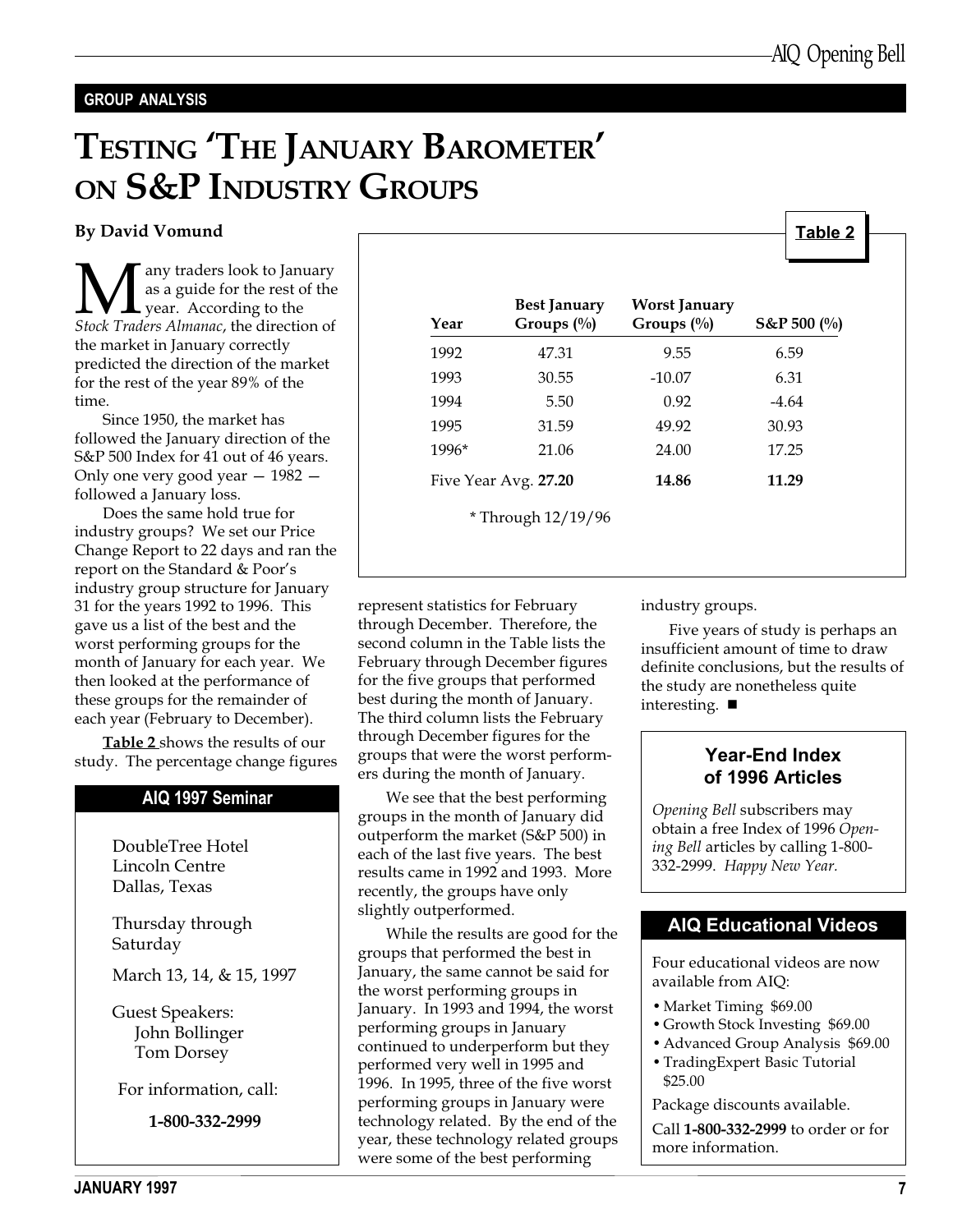GROUP ANALYSIS

# TESTING 'THE JANUARY BAROMETER' ON S&P INDUSTRY GROUPS

**By David Vomund**

Many traders look to January as a guide for the rest of the year. According to the *Stock Traders Almanac*, the direction of the market in January correctly predicted the direction of the market for the rest of the year 89% of the time.

Since 1950, the market has followed the January direction of the S&P 500 Index for 41 out of 46 years. Only one very good year — 1982 — followed a January loss.

Does the same hold true for industry groups? We set our Price Change Report to 22 days and ran the report on the Standard & Poor's industry group structure for January 31 for the years 1992 to 1996. This gave us a list of the best and the worst performing groups for the month of January for each year. We then looked at the performance of these groups for the remainder of each year (February to December).

**Table 2** shows the results of our study. The percentage change figures represent statistics for February through December. Therefore, the second column in the Table lists the February through December figures for the five groups that performed best during the month of January. The third column lists the February through December figures for the groups that were the worst performers during the month of January.

**Table 2**

| Year | Best January Groups (%) | Worst January Groups (%) | S&P 500 (%) |
|---|---|---|---|
| 1992 | 47.31 | 9.55 | 6.59 |
| 1993 | 30.55 | -10.07 | 6.31 |
| 1994 | 5.50 | 0.92 | -4.64 |
| 1995 | 31.59 | 49.92 | 30.93 |
| 1996* | 21.06 | 24.00 | 17.25 |
| Five Year Avg. | **27.20** | **14.86** | **11.29** |

\* Through 12/19/96

We see that the best performing groups in the month of January did outperform the market (S&P 500) in each of the last five years. The best results came in 1992 and 1993. More recently, the groups have only slightly outperformed.

While the results are good for the groups that performed the best in January, the same cannot be said for the worst performing groups in January. In 1993 and 1994, the worst performing groups in January continued to underperform but they performed very well in 1995 and 1996. In 1995, three of the five worst performing groups in January were technology related. By the end of the year, these technology related groups were some of the best performing industry groups.

Five years of study is perhaps an insufficient amount of time to draw definite conclusions, but the results of the study are nonetheless quite interesting. ■

## AIQ 1997 Seminar

DoubleTree Hotel
Lincoln Centre
Dallas, Texas

Thursday through Saturday

March 13, 14, & 15, 1997

Guest Speakers:
John Bollinger
Tom Dorsey

For information, call:

**1-800-332-2999**

## Year-End Index of 1996 Articles

*Opening Bell* subscribers may obtain a free Index of 1996 *Opening Bell* articles by calling 1-800-332-2999. *Happy New Year.*

## AIQ Educational Videos

Four educational videos are now available from AIQ:

- Market Timing $69.00
- Growth Stock Investing $69.00
- Advanced Group Analysis $69.00
- TradingExpert Basic Tutorial $25.00

Package discounts available.

Call **1-800-332-2999** to order or for more information.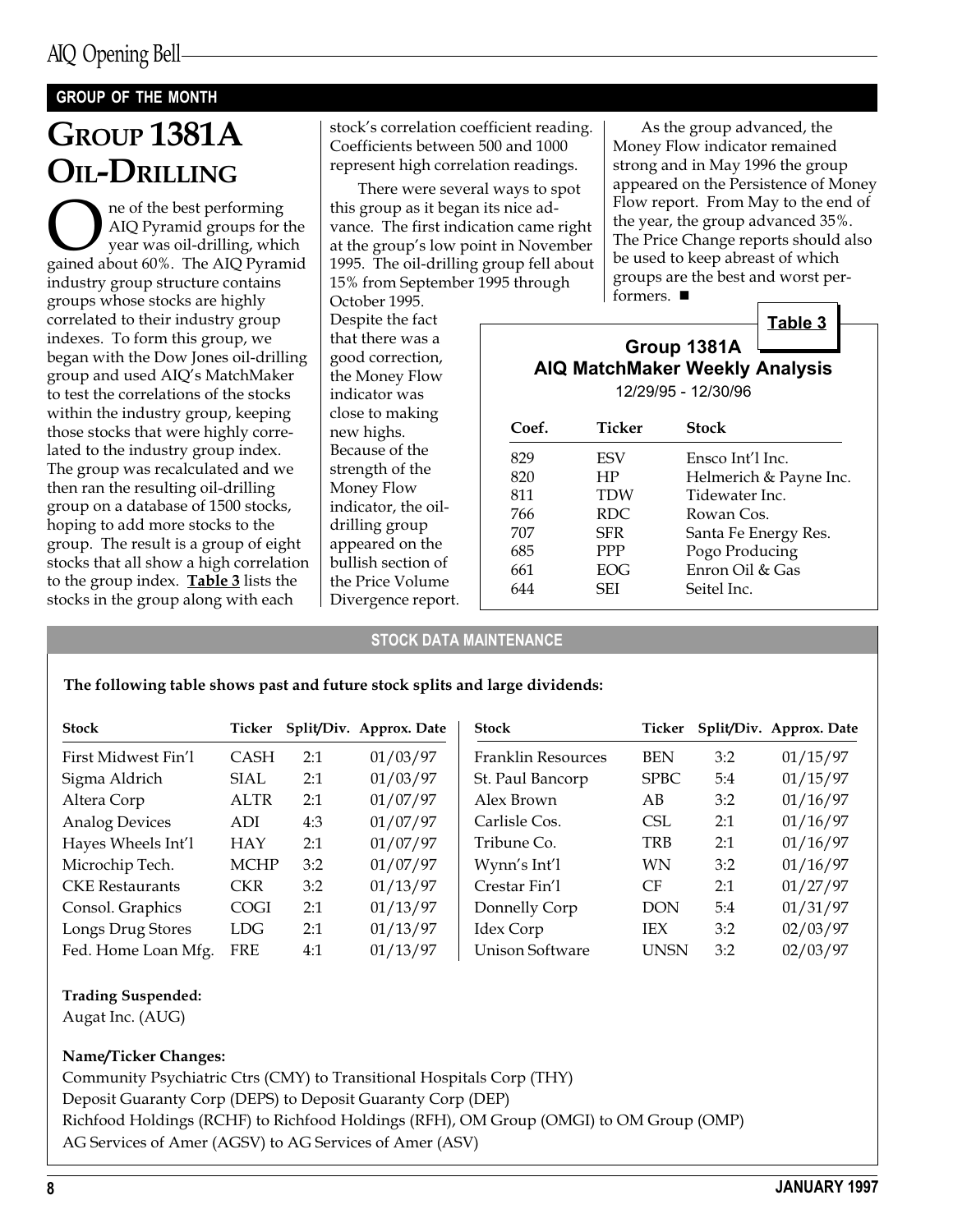## GROUP OF THE MONTH

# GROUP 1381A OIL-DRILLING

One of the best performing AIQ Pyramid groups for the year was oil-drilling, which gained about 60%. The AIQ Pyramid industry group structure contains groups whose stocks are highly correlated to their industry group indexes. To form this group, we began with the Dow Jones oil-drilling group and used AIQ's MatchMaker to test the correlations of the stocks within the industry group, keeping those stocks that were highly correlated to the industry group index. The group was recalculated and we then ran the resulting oil-drilling group on a database of 1500 stocks, hoping to add more stocks to the group. The result is a group of eight stocks that all show a high correlation to the group index. **Table 3** lists the stocks in the group along with each stock's correlation coefficient reading. Coefficients between 500 and 1000 represent high correlation readings.

There were several ways to spot this group as it began its nice advance. The first indication came right at the group's low point in November 1995. The oil-drilling group fell about 15% from September 1995 through October 1995. Despite the fact that there was a good correction, the Money Flow indicator was close to making new highs. Because of the strength of the Money Flow indicator, the oil-drilling group appeared on the bullish section of the Price Volume Divergence report.

As the group advanced, the Money Flow indicator remained strong and in May 1996 the group appeared on the Persistence of Money Flow report. From May to the end of the year, the group advanced 35%. The Price Change reports should also be used to keep abreast of which groups are the best and worst performers. ■

**Table 3**

**Group 1381A**
**AIQ MatchMaker Weekly Analysis**
12/29/95 - 12/30/96

| Coef. | Ticker | Stock |
|---|---|---|
| 829 | ESV | Ensco Int'l Inc. |
| 820 | HP | Helmerich & Payne Inc. |
| 811 | TDW | Tidewater Inc. |
| 766 | RDC | Rowan Cos. |
| 707 | SFR | Santa Fe Energy Res. |
| 685 | PPP | Pogo Producing |
| 661 | EOG | Enron Oil & Gas |
| 644 | SEI | Seitel Inc. |

## STOCK DATA MAINTENANCE

**The following table shows past and future stock splits and large dividends:**

| Stock | Ticker | Split/Div. | Approx. Date | Stock | Ticker | Split/Div. | Approx. Date |
|---|---|---|---|---|---|---|---|
| First Midwest Fin'l | CASH | 2:1 | 01/03/97 | Franklin Resources | BEN | 3:2 | 01/15/97 |
| Sigma Aldrich | SIAL | 2:1 | 01/03/97 | St. Paul Bancorp | SPBC | 5:4 | 01/15/97 |
| Altera Corp | ALTR | 2:1 | 01/07/97 | Alex Brown | AB | 3:2 | 01/16/97 |
| Analog Devices | ADI | 4:3 | 01/07/97 | Carlisle Cos. | CSL | 2:1 | 01/16/97 |
| Hayes Wheels Int'l | HAY | 2:1 | 01/07/97 | Tribune Co. | TRB | 2:1 | 01/16/97 |
| Microchip Tech. | MCHP | 3:2 | 01/07/97 | Wynn's Int'l | WN | 3:2 | 01/16/97 |
| CKE Restaurants | CKR | 3:2 | 01/13/97 | Crestar Fin'l | CF | 2:1 | 01/27/97 |
| Consol. Graphics | COGI | 2:1 | 01/13/97 | Donnelly Corp | DON | 5:4 | 01/31/97 |
| Longs Drug Stores | LDG | 2:1 | 01/13/97 | Idex Corp | IEX | 3:2 | 02/03/97 |
| Fed. Home Loan Mfg. | FRE | 4:1 | 01/13/97 | Unison Software | UNSN | 3:2 | 02/03/97 |

**Trading Suspended:**
Augat Inc. (AUG)

**Name/Ticker Changes:**
Community Psychiatric Ctrs (CMY) to Transitional Hospitals Corp (THY)
Deposit Guaranty Corp (DEPS) to Deposit Guaranty Corp (DEP)
Richfood Holdings (RCHF) to Richfood Holdings (RFH), OM Group (OMGI) to OM Group (OMP)
AG Services of Amer (AGSV) to AG Services of Amer (ASV)